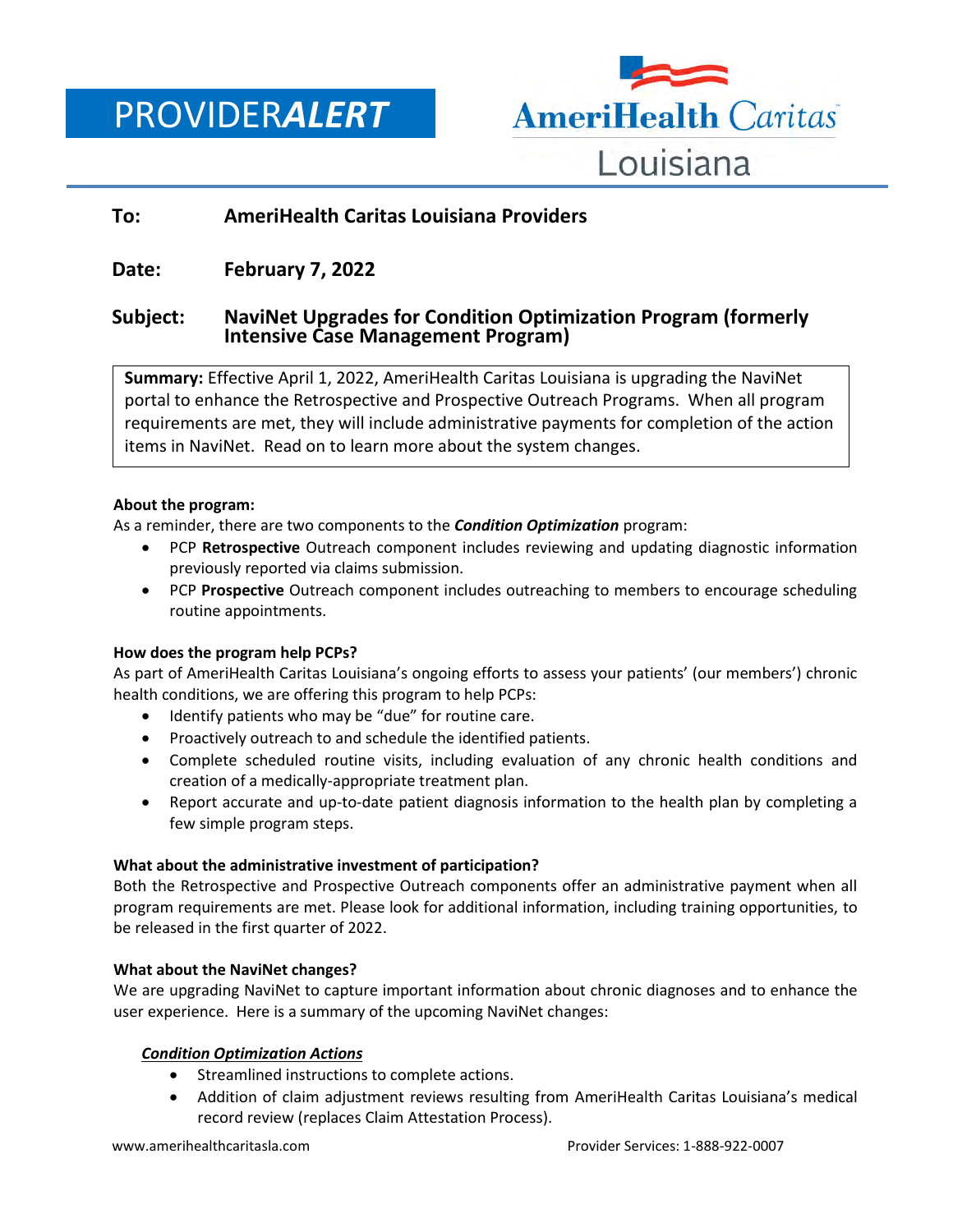# PROVIDER*ALERT*

AmeriHealth Caritas Louisiana

**To:** **AmeriHealth Caritas Louisiana Providers**

**Date:** **February 7, 2022**

**Subject:** **NaviNet Upgrades for Condition Optimization Program (formerly Intensive Case Management Program)**

**Summary:** Effective April 1, 2022, AmeriHealth Caritas Louisiana is upgrading the NaviNet portal to enhance the Retrospective and Prospective Outreach Programs. When all program requirements are met, they will include administrative payments for completion of the action items in NaviNet. Read on to learn more about the system changes.

**About the program:**

As a reminder, there are two components to the ***Condition Optimization*** program:

- PCP **Retrospective** Outreach component includes reviewing and updating diagnostic information previously reported via claims submission.
- PCP **Prospective** Outreach component includes outreaching to members to encourage scheduling routine appointments.

**How does the program help PCPs?**

As part of AmeriHealth Caritas Louisiana's ongoing efforts to assess your patients' (our members') chronic health conditions, we are offering this program to help PCPs:

- Identify patients who may be "due" for routine care.
- Proactively outreach to and schedule the identified patients.
- Complete scheduled routine visits, including evaluation of any chronic health conditions and creation of a medically-appropriate treatment plan.
- Report accurate and up-to-date patient diagnosis information to the health plan by completing a few simple program steps.

**What about the administrative investment of participation?**

Both the Retrospective and Prospective Outreach components offer an administrative payment when all program requirements are met. Please look for additional information, including training opportunities, to be released in the first quarter of 2022.

**What about the NaviNet changes?**

We are upgrading NaviNet to capture important information about chronic diagnoses and to enhance the user experience. Here is a summary of the upcoming NaviNet changes:

***Condition Optimization Actions***

- Streamlined instructions to complete actions.
- Addition of claim adjustment reviews resulting from AmeriHealth Caritas Louisiana's medical record review (replaces Claim Attestation Process).

www.amerihealthcaritasla.com Provider Services: 1-888-922-0007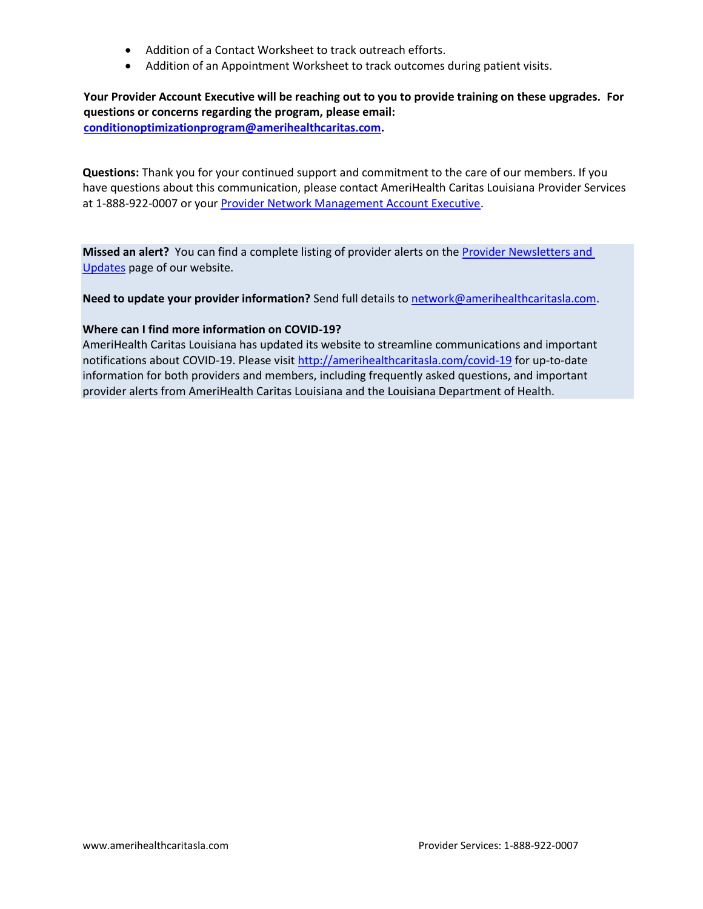- Addition of a Contact Worksheet to track outreach efforts.
- Addition of an Appointment Worksheet to track outcomes during patient visits.

**Your Provider Account Executive will be reaching out to you to provide training on these upgrades. For questions or concerns regarding the program, please email: conditionoptimizationprogram@amerihealthcaritas.com.**

**Questions:** Thank you for your continued support and commitment to the care of our members. If you have questions about this communication, please contact AmeriHealth Caritas Louisiana Provider Services at 1-888-922-0007 or your Provider Network Management Account Executive.

**Missed an alert?** You can find a complete listing of provider alerts on the Provider Newsletters and Updates page of our website.

**Need to update your provider information?** Send full details to network@amerihealthcaritasla.com.

**Where can I find more information on COVID-19?**

AmeriHealth Caritas Louisiana has updated its website to streamline communications and important notifications about COVID-19. Please visit http://amerihealthcaritasla.com/covid-19 for up-to-date information for both providers and members, including frequently asked questions, and important provider alerts from AmeriHealth Caritas Louisiana and the Louisiana Department of Health.